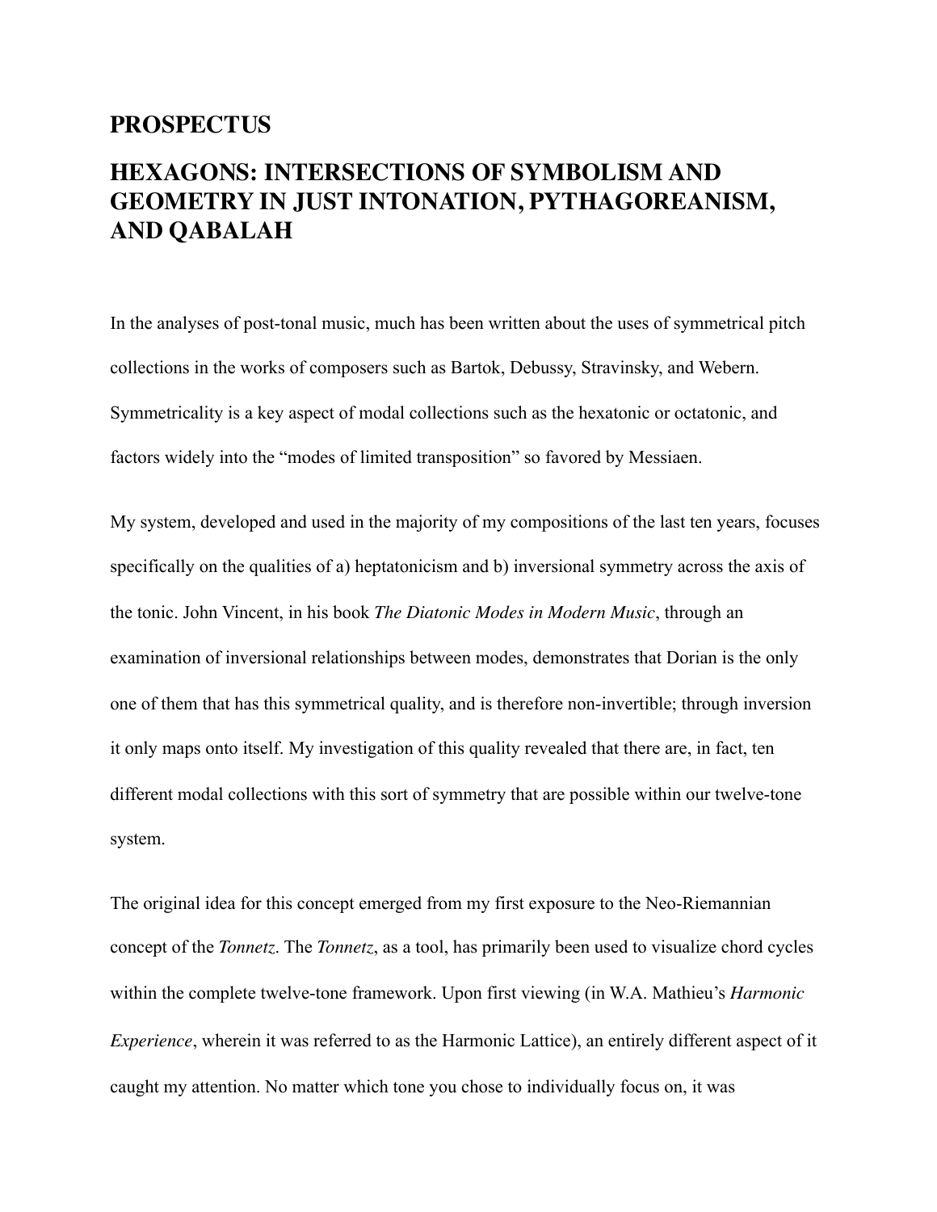## PROSPECTUS

## HEXAGONS: INTERSECTIONS OF SYMBOLISM AND GEOMETRY IN JUST INTONATION, PYTHAGOREANISM, AND QABALAH

In the analyses of post-tonal music, much has been written about the uses of symmetrical pitch collections in the works of composers such as Bartok, Debussy, Stravinsky, and Webern. Symmetricality is a key aspect of modal collections such as the hexatonic or octatonic, and factors widely into the "modes of limited transposition" so favored by Messiaen.

My system, developed and used in the majority of my compositions of the last ten years, focuses specifically on the qualities of a) heptatonicism and b) inversional symmetry across the axis of the tonic. John Vincent, in his book *The Diatonic Modes in Modern Music*, through an examination of inversional relationships between modes, demonstrates that Dorian is the only one of them that has this symmetrical quality, and is therefore non-invertible; through inversion it only maps onto itself. My investigation of this quality revealed that there are, in fact, ten different modal collections with this sort of symmetry that are possible within our twelve-tone system.

The original idea for this concept emerged from my first exposure to the Neo-Riemannian concept of the *Tonnetz*. The *Tonnetz*, as a tool, has primarily been used to visualize chord cycles within the complete twelve-tone framework. Upon first viewing (in W.A. Mathieu's *Harmonic Experience*, wherein it was referred to as the Harmonic Lattice), an entirely different aspect of it caught my attention. No matter which tone you chose to individually focus on, it was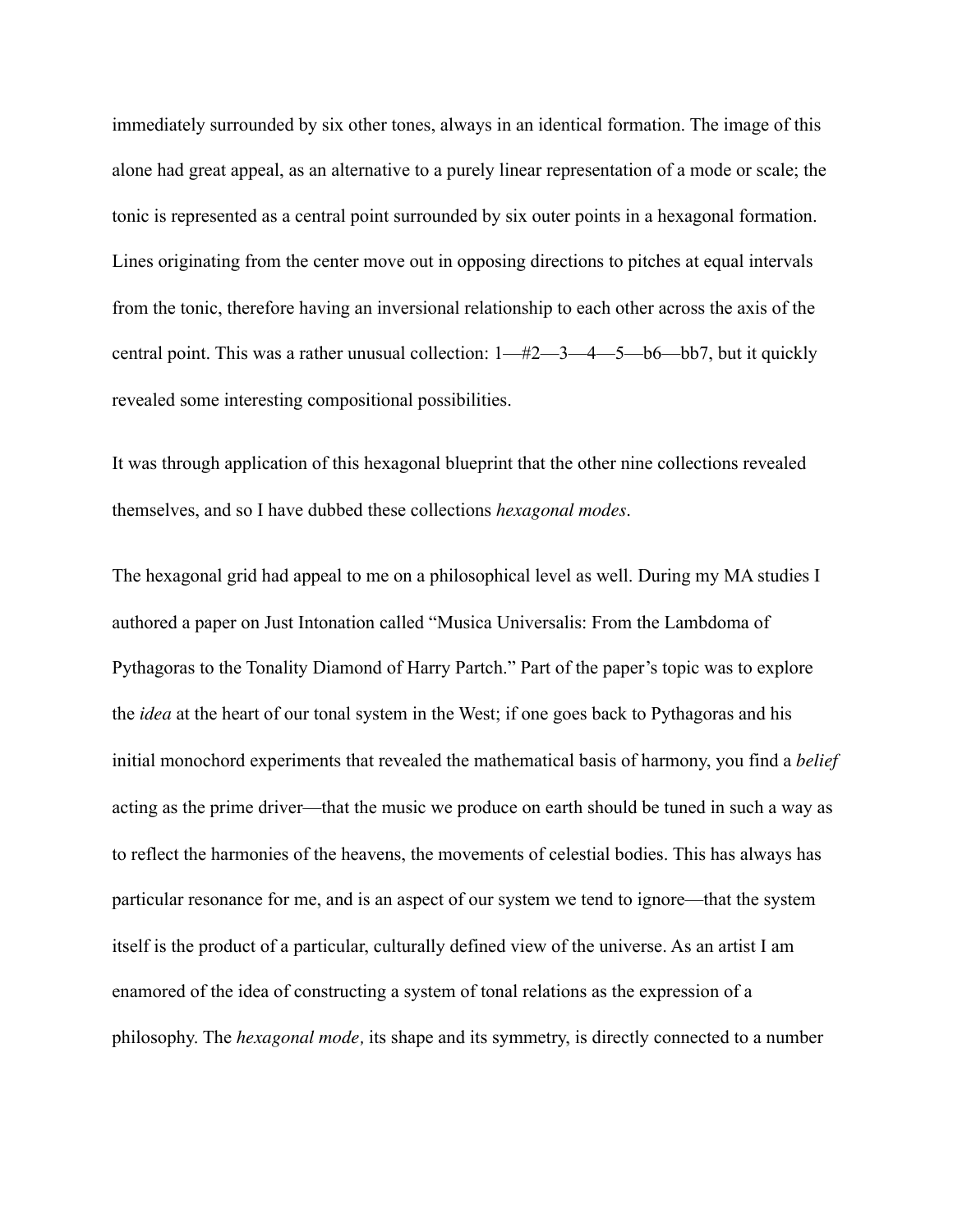immediately surrounded by six other tones, always in an identical formation. The image of this alone had great appeal, as an alternative to a purely linear representation of a mode or scale; the tonic is represented as a central point surrounded by six outer points in a hexagonal formation. Lines originating from the center move out in opposing directions to pitches at equal intervals from the tonic, therefore having an inversional relationship to each other across the axis of the central point. This was a rather unusual collection: 1—#2—3—4—5—b6—bb7, but it quickly revealed some interesting compositional possibilities.

It was through application of this hexagonal blueprint that the other nine collections revealed themselves, and so I have dubbed these collections *hexagonal modes*.

The hexagonal grid had appeal to me on a philosophical level as well. During my MA studies I authored a paper on Just Intonation called "Musica Universalis: From the Lambdoma of Pythagoras to the Tonality Diamond of Harry Partch." Part of the paper's topic was to explore the *idea* at the heart of our tonal system in the West; if one goes back to Pythagoras and his initial monochord experiments that revealed the mathematical basis of harmony, you find a *belief* acting as the prime driver—that the music we produce on earth should be tuned in such a way as to reflect the harmonies of the heavens, the movements of celestial bodies. This has always has particular resonance for me, and is an aspect of our system we tend to ignore—that the system itself is the product of a particular, culturally defined view of the universe. As an artist I am enamored of the idea of constructing a system of tonal relations as the expression of a philosophy. The *hexagonal mode,* its shape and its symmetry, is directly connected to a number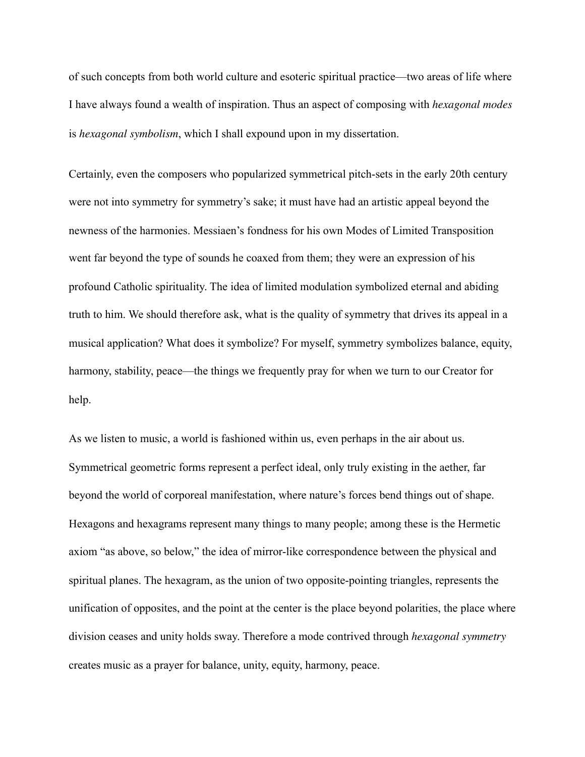of such concepts from both world culture and esoteric spiritual practice—two areas of life where I have always found a wealth of inspiration. Thus an aspect of composing with *hexagonal modes* is *hexagonal symbolism*, which I shall expound upon in my dissertation.

Certainly, even the composers who popularized symmetrical pitch-sets in the early 20th century were not into symmetry for symmetry's sake; it must have had an artistic appeal beyond the newness of the harmonies. Messiaen's fondness for his own Modes of Limited Transposition went far beyond the type of sounds he coaxed from them; they were an expression of his profound Catholic spirituality. The idea of limited modulation symbolized eternal and abiding truth to him. We should therefore ask, what is the quality of symmetry that drives its appeal in a musical application? What does it symbolize? For myself, symmetry symbolizes balance, equity, harmony, stability, peace—the things we frequently pray for when we turn to our Creator for help.

As we listen to music, a world is fashioned within us, even perhaps in the air about us. Symmetrical geometric forms represent a perfect ideal, only truly existing in the aether, far beyond the world of corporeal manifestation, where nature's forces bend things out of shape. Hexagons and hexagrams represent many things to many people; among these is the Hermetic axiom "as above, so below," the idea of mirror-like correspondence between the physical and spiritual planes. The hexagram, as the union of two opposite-pointing triangles, represents the unification of opposites, and the point at the center is the place beyond polarities, the place where division ceases and unity holds sway. Therefore a mode contrived through *hexagonal symmetry* creates music as a prayer for balance, unity, equity, harmony, peace.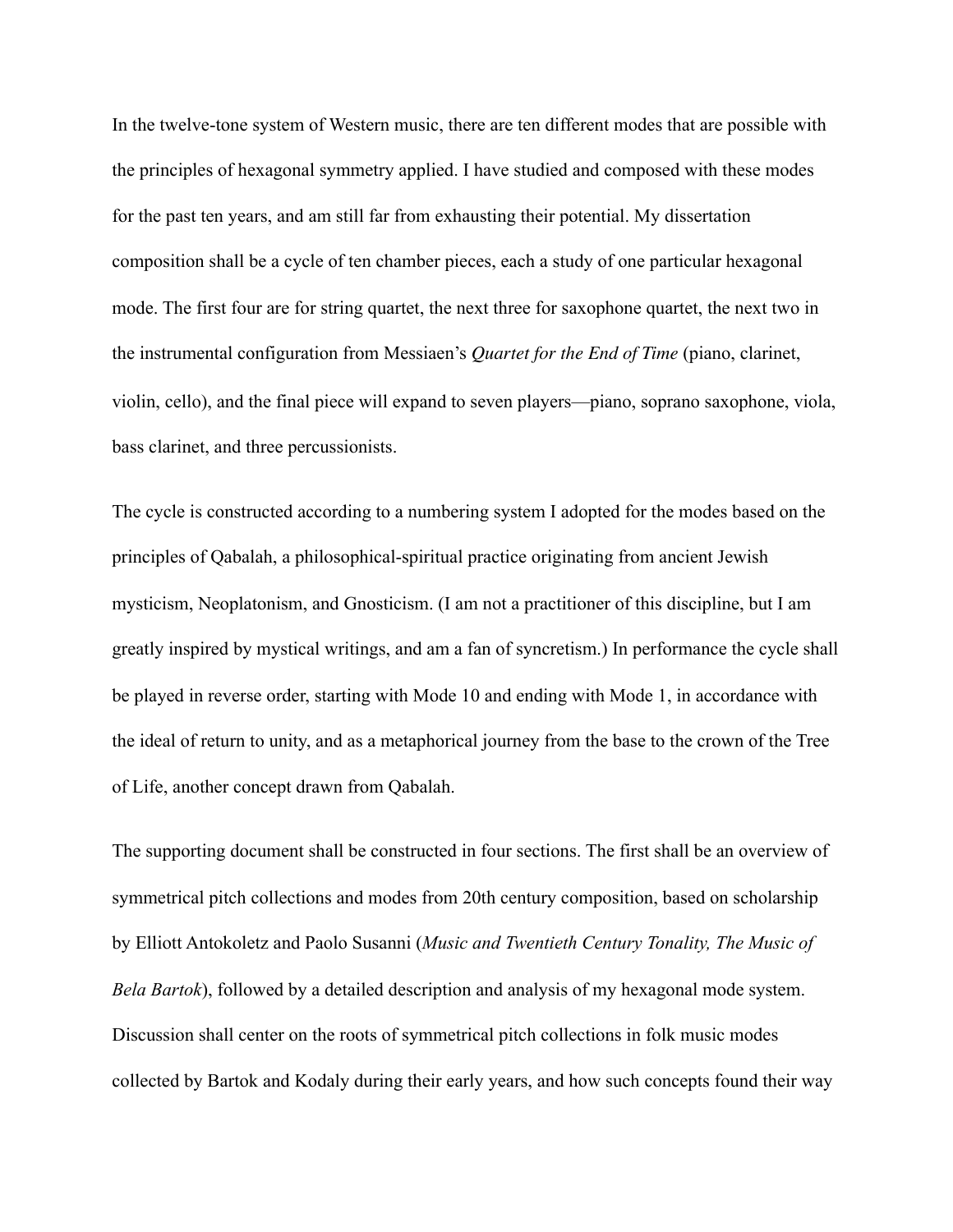In the twelve-tone system of Western music, there are ten different modes that are possible with the principles of hexagonal symmetry applied. I have studied and composed with these modes for the past ten years, and am still far from exhausting their potential. My dissertation composition shall be a cycle of ten chamber pieces, each a study of one particular hexagonal mode. The first four are for string quartet, the next three for saxophone quartet, the next two in the instrumental configuration from Messiaen's *Quartet for the End of Time* (piano, clarinet, violin, cello), and the final piece will expand to seven players—piano, soprano saxophone, viola, bass clarinet, and three percussionists.

The cycle is constructed according to a numbering system I adopted for the modes based on the principles of Qabalah, a philosophical-spiritual practice originating from ancient Jewish mysticism, Neoplatonism, and Gnosticism. (I am not a practitioner of this discipline, but I am greatly inspired by mystical writings, and am a fan of syncretism.) In performance the cycle shall be played in reverse order, starting with Mode 10 and ending with Mode 1, in accordance with the ideal of return to unity, and as a metaphorical journey from the base to the crown of the Tree of Life, another concept drawn from Qabalah.

The supporting document shall be constructed in four sections. The first shall be an overview of symmetrical pitch collections and modes from 20th century composition, based on scholarship by Elliott Antokoletz and Paolo Susanni (*Music and Twentieth Century Tonality, The Music of Bela Bartok*), followed by a detailed description and analysis of my hexagonal mode system. Discussion shall center on the roots of symmetrical pitch collections in folk music modes collected by Bartok and Kodaly during their early years, and how such concepts found their way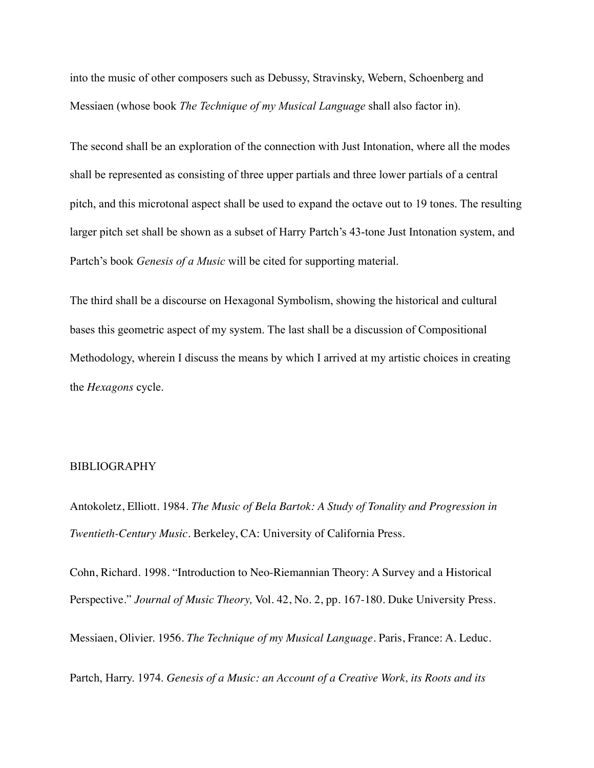into the music of other composers such as Debussy, Stravinsky, Webern, Schoenberg and Messiaen (whose book *The Technique of my Musical Language* shall also factor in).

The second shall be an exploration of the connection with Just Intonation, where all the modes shall be represented as consisting of three upper partials and three lower partials of a central pitch, and this microtonal aspect shall be used to expand the octave out to 19 tones. The resulting larger pitch set shall be shown as a subset of Harry Partch's 43-tone Just Intonation system, and Partch's book *Genesis of a Music* will be cited for supporting material.

The third shall be a discourse on Hexagonal Symbolism, showing the historical and cultural bases this geometric aspect of my system. The last shall be a discussion of Compositional Methodology, wherein I discuss the means by which I arrived at my artistic choices in creating the *Hexagons* cycle.

## BIBLIOGRAPHY

Antokoletz, Elliott. 1984. *The Music of Bela Bartok: A Study of Tonality and Progression in Twentieth-Century Music*. Berkeley, CA: University of California Press.

Cohn, Richard. 1998. "Introduction to Neo-Riemannian Theory: A Survey and a Historical Perspective." *Journal of Music Theory,* Vol. 42, No. 2, pp. 167-180. Duke University Press.

Messiaen, Olivier. 1956. *The Technique of my Musical Language*. Paris, France: A. Leduc.

Partch, Harry. 1974. *Genesis of a Music: an Account of a Creative Work, its Roots and its*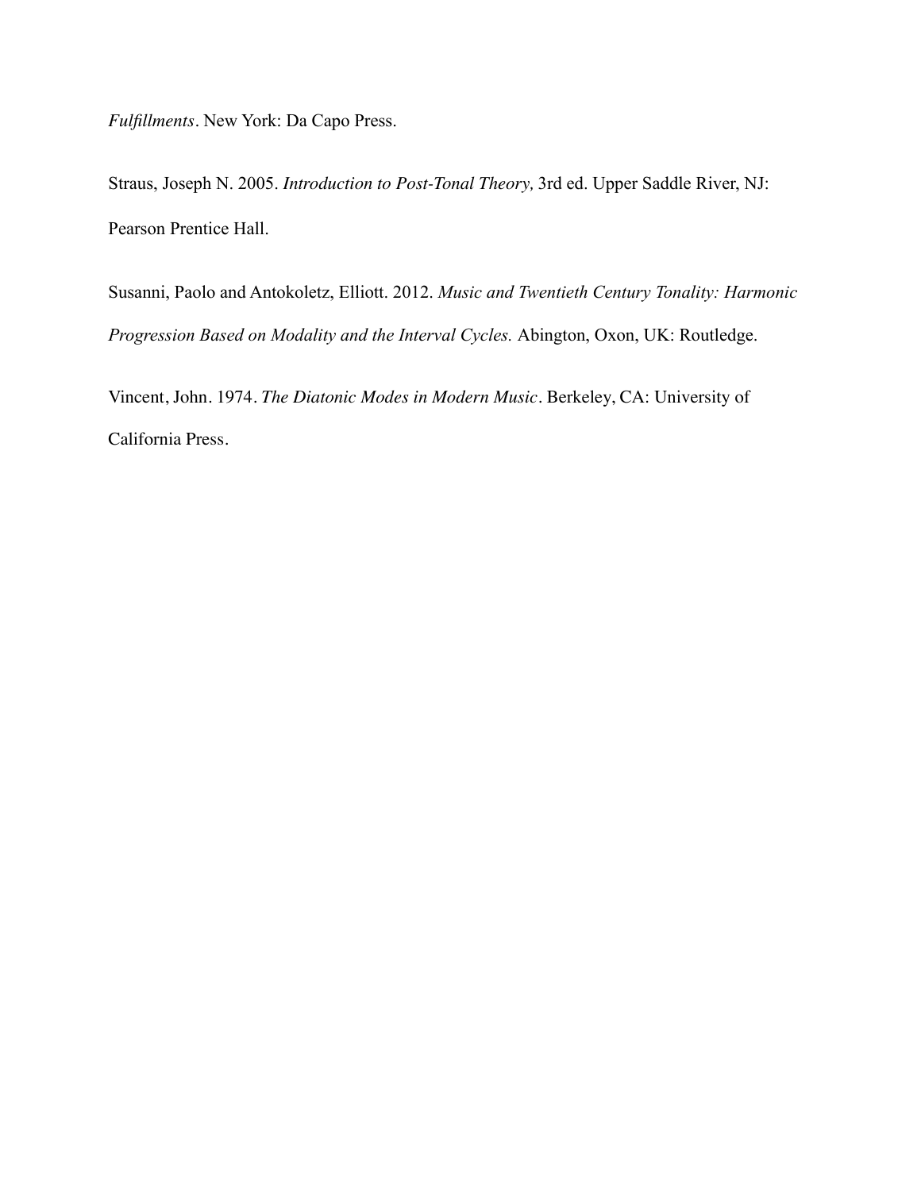*Fulfillments*. New York: Da Capo Press.

Straus, Joseph N. 2005. *Introduction to Post-Tonal Theory,* 3rd ed. Upper Saddle River, NJ: Pearson Prentice Hall.

Susanni, Paolo and Antokoletz, Elliott. 2012. *Music and Twentieth Century Tonality: Harmonic Progression Based on Modality and the Interval Cycles.* Abington, Oxon, UK: Routledge.

Vincent, John. 1974. *The Diatonic Modes in Modern Music*. Berkeley, CA: University of California Press.